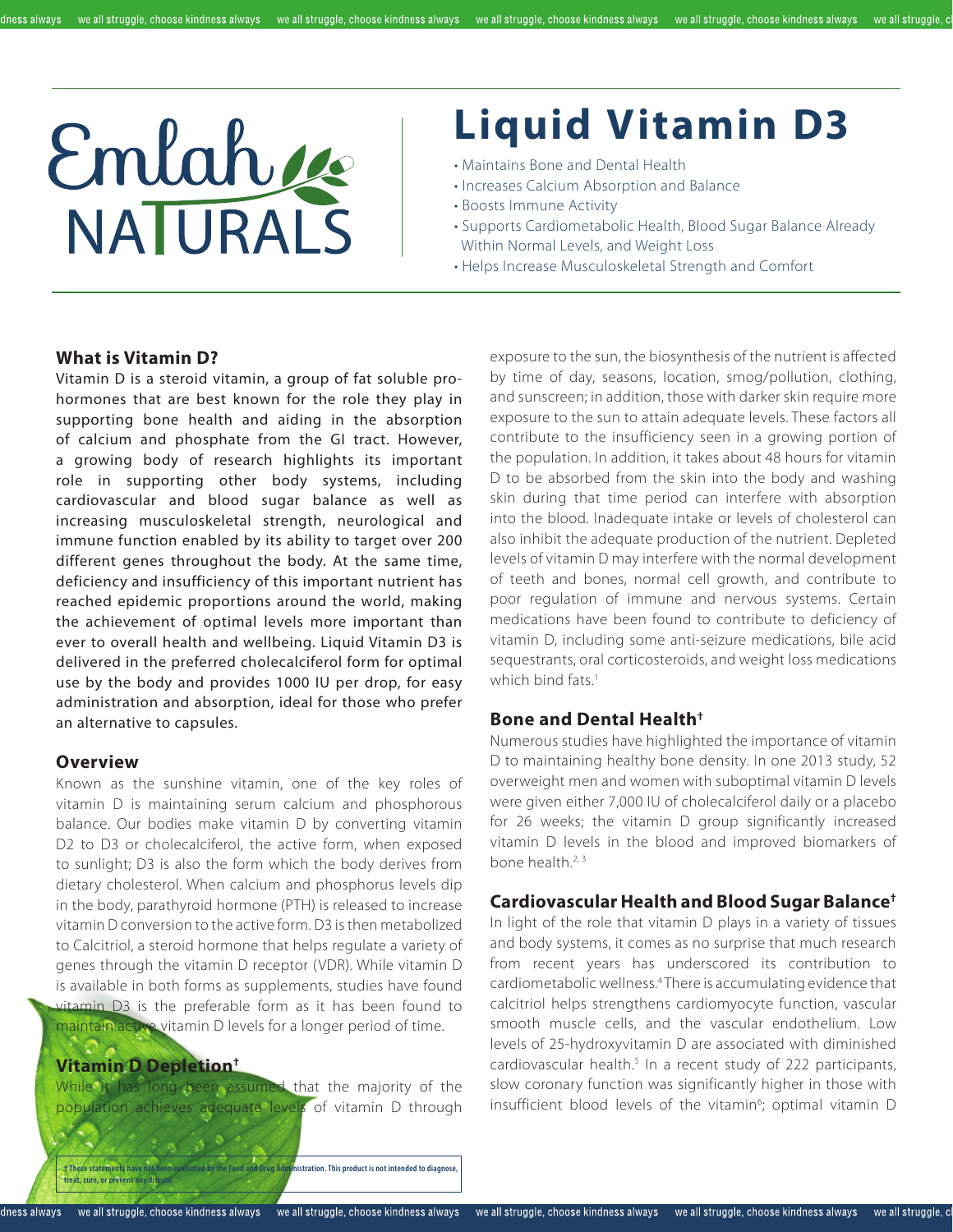Emlah NATURALS

# Liquid Vitamin D3

- Maintains Bone and Dental Health
- Increases Calcium Absorption and Balance
- Boosts Immune Activity
- Supports Cardiometabolic Health, Blood Sugar Balance Already Within Normal Levels, and Weight Loss
- Helps Increase Musculoskeletal Strength and Comfort

## What is Vitamin D?

Vitamin D is a steroid vitamin, a group of fat soluble prohormones that are best known for the role they play in supporting bone health and aiding in the absorption of calcium and phosphate from the GI tract. However, a growing body of research highlights its important role in supporting other body systems, including cardiovascular and blood sugar balance as well as increasing musculoskeletal strength, neurological and immune function enabled by its ability to target over 200 different genes throughout the body. At the same time, deficiency and insufficiency of this important nutrient has reached epidemic proportions around the world, making the achievement of optimal levels more important than ever to overall health and wellbeing. Liquid Vitamin D3 is delivered in the preferred cholecalciferol form for optimal use by the body and provides 1000 IU per drop, for easy administration and absorption, ideal for those who prefer an alternative to capsules.

## Overview

Known as the sunshine vitamin, one of the key roles of vitamin D is maintaining serum calcium and phosphorous balance. Our bodies make vitamin D by converting vitamin D2 to D3 or cholecalciferol, the active form, when exposed to sunlight; D3 is also the form which the body derives from dietary cholesterol. When calcium and phosphorus levels dip in the body, parathyroid hormone (PTH) is released to increase vitamin D conversion to the active form. D3 is then metabolized to Calcitriol, a steroid hormone that helps regulate a variety of genes through the vitamin D receptor (VDR). While vitamin D is available in both forms as supplements, studies have found vitamin D3 is the preferable form as it has been found to maintain active vitamin D levels for a longer period of time.

## Vitamin D Depletion†

While it has long been assumed that the majority of the population achieves adequate levels of vitamin D through exposure to the sun, the biosynthesis of the nutrient is affected by time of day, seasons, location, smog/pollution, clothing, and sunscreen; in addition, those with darker skin require more exposure to the sun to attain adequate levels. These factors all contribute to the insufficiency seen in a growing portion of the population. In addition, it takes about 48 hours for vitamin D to be absorbed from the skin into the body and washing skin during that time period can interfere with absorption into the blood. Inadequate intake or levels of cholesterol can also inhibit the adequate production of the nutrient. Depleted levels of vitamin D may interfere with the normal development of teeth and bones, normal cell growth, and contribute to poor regulation of immune and nervous systems. Certain medications have been found to contribute to deficiency of vitamin D, including some anti-seizure medications, bile acid sequestrants, oral corticosteroids, and weight loss medications which bind fats.[1]

## Bone and Dental Health†

Numerous studies have highlighted the importance of vitamin D to maintaining healthy bone density. In one 2013 study, 52 overweight men and women with suboptimal vitamin D levels were given either 7,000 IU of cholecalciferol daily or a placebo for 26 weeks; the vitamin D group significantly increased vitamin D levels in the blood and improved biomarkers of bone health.[2, 3]

## Cardiovascular Health and Blood Sugar Balance†

In light of the role that vitamin D plays in a variety of tissues and body systems, it comes as no surprise that much research from recent years has underscored its contribution to cardiometabolic wellness.[4] There is accumulating evidence that calcitriol helps strengthens cardiomyocyte function, vascular smooth muscle cells, and the vascular endothelium. Low levels of 25-hydroxyvitamin D are associated with diminished cardiovascular health.[5] In a recent study of 222 participants, slow coronary function was significantly higher in those with insufficient blood levels of the vitamin[6]; optimal vitamin D

† These statements have not been evaluated by the Food and Drug Administration. This product is not intended to diagnose, treat, cure, or prevent any disease.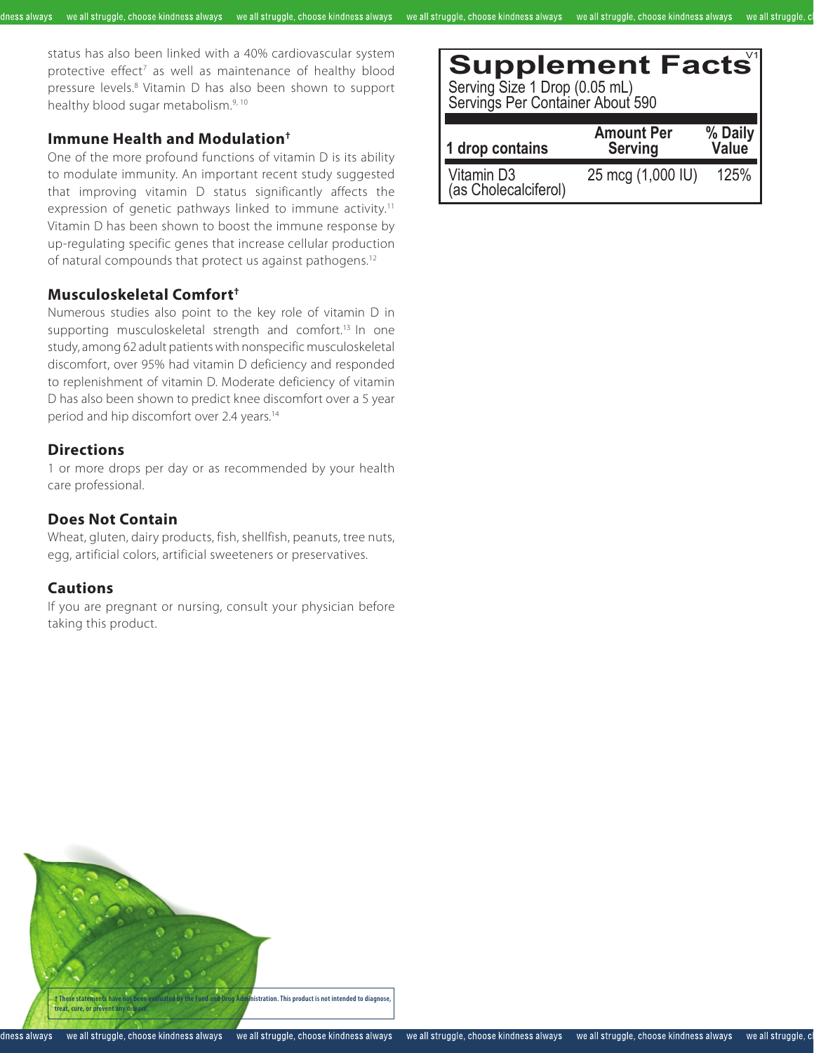status has also been linked with a 40% cardiovascular system protective effect[7] as well as maintenance of healthy blood pressure levels.[8] Vitamin D has also been shown to support healthy blood sugar metabolism.[9, 10]

### Immune Health and Modulation†

One of the more profound functions of vitamin D is its ability to modulate immunity. An important recent study suggested that improving vitamin D status significantly affects the expression of genetic pathways linked to immune activity.[11] Vitamin D has been shown to boost the immune response by up-regulating specific genes that increase cellular production of natural compounds that protect us against pathogens.[12]

### Musculoskeletal Comfort†

Numerous studies also point to the key role of vitamin D in supporting musculoskeletal strength and comfort.[13] In one study, among 62 adult patients with nonspecific musculoskeletal discomfort, over 95% had vitamin D deficiency and responded to replenishment of vitamin D. Moderate deficiency of vitamin D has also been shown to predict knee discomfort over a 5 year period and hip discomfort over 2.4 years.[14]

### Directions

1 or more drops per day or as recommended by your health care professional.

### Does Not Contain

Wheat, gluten, dairy products, fish, shellfish, peanuts, tree nuts, egg, artificial colors, artificial sweeteners or preservatives.

### Cautions

If you are pregnant or nursing, consult your physician before taking this product.

## Supplement Facts

V1

Serving Size 1 Drop (0.05 mL)
Servings Per Container About 590

| 1 drop contains | Amount Per Serving | % Daily Value |
|---|---|---|
| Vitamin D3 (as Cholecalciferol) | 25 mcg (1,000 IU) | 125% |

† These statements have not been evaluated by the Food and Drug Administration. This product is not intended to diagnose, treat, cure, or prevent any disease.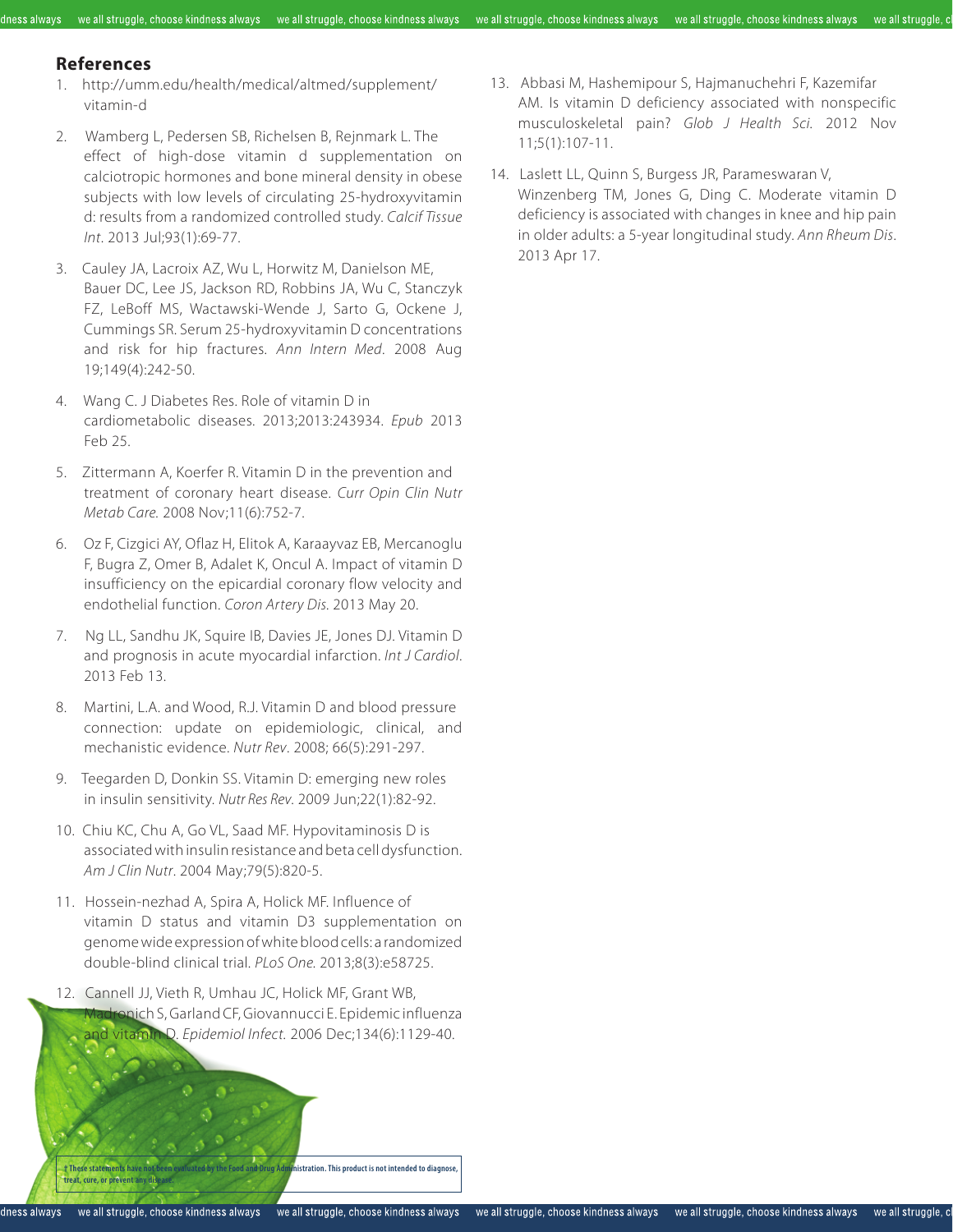## References

1. http://umm.edu/health/medical/altmed/supplement/vitamin-d

2. Wamberg L, Pedersen SB, Richelsen B, Rejnmark L. The effect of high-dose vitamin d supplementation on calciotropic hormones and bone mineral density in obese subjects with low levels of circulating 25-hydroxyvitamin d: results from a randomized controlled study. *Calcif Tissue Int*. 2013 Jul;93(1):69-77.

3. Cauley JA, Lacroix AZ, Wu L, Horwitz M, Danielson ME, Bauer DC, Lee JS, Jackson RD, Robbins JA, Wu C, Stanczyk FZ, LeBoff MS, Wactawski-Wende J, Sarto G, Ockene J, Cummings SR. Serum 25-hydroxyvitamin D concentrations and risk for hip fractures. *Ann Intern Med*. 2008 Aug 19;149(4):242-50.

4. Wang C. J Diabetes Res. Role of vitamin D in cardiometabolic diseases. 2013;2013:243934. *Epub* 2013 Feb 25.

5. Zittermann A, Koerfer R. Vitamin D in the prevention and treatment of coronary heart disease. *Curr Opin Clin Nutr Metab Care.* 2008 Nov;11(6):752-7.

6. Oz F, Cizgici AY, Oflaz H, Elitok A, Karaayvaz EB, Mercanoglu F, Bugra Z, Omer B, Adalet K, Oncul A. Impact of vitamin D insufficiency on the epicardial coronary flow velocity and endothelial function. *Coron Artery Dis.* 2013 May 20.

7. Ng LL, Sandhu JK, Squire IB, Davies JE, Jones DJ. Vitamin D and prognosis in acute myocardial infarction. *Int J Cardiol*. 2013 Feb 13.

8. Martini, L.A. and Wood, R.J. Vitamin D and blood pressure connection: update on epidemiologic, clinical, and mechanistic evidence. *Nutr Rev*. 2008; 66(5):291-297.

9. Teegarden D, Donkin SS. Vitamin D: emerging new roles in insulin sensitivity. *Nutr Res Rev.* 2009 Jun;22(1):82-92.

10. Chiu KC, Chu A, Go VL, Saad MF. Hypovitaminosis D is associated with insulin resistance and beta cell dysfunction. *Am J Clin Nutr*. 2004 May;79(5):820-5.

11. Hossein-nezhad A, Spira A, Holick MF. Influence of vitamin D status and vitamin D3 supplementation on genome wide expression of white blood cells: a randomized double-blind clinical trial. *PLoS One.* 2013;8(3):e58725.

12. Cannell JJ, Vieth R, Umhau JC, Holick MF, Grant WB, Madronich S, Garland CF, Giovannucci E. Epidemic influenza and vitamin D. *Epidemiol Infect.* 2006 Dec;134(6):1129-40.

13. Abbasi M, Hashemipour S, Hajmanuchehri F, Kazemifar AM. Is vitamin D deficiency associated with nonspecific musculoskeletal pain? *Glob J Health Sci.* 2012 Nov 11;5(1):107-11.

14. Laslett LL, Quinn S, Burgess JR, Parameswaran V, Winzenberg TM, Jones G, Ding C. Moderate vitamin D deficiency is associated with changes in knee and hip pain in older adults: a 5-year longitudinal study. *Ann Rheum Dis*. 2013 Apr 17.

† These statements have not been evaluated by the Food and Drug Administration. This product is not intended to diagnose, treat, cure, or prevent any disease.